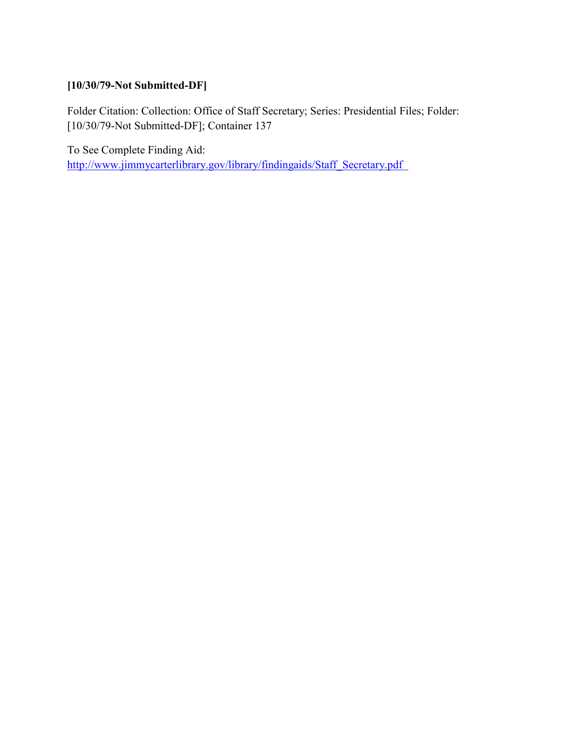**[10/30/79-Not Submitted-DF]**

Folder Citation: Collection: Office of Staff Secretary; Series: Presidential Files; Folder: [10/30/79-Not Submitted-DF]; Container 137

To See Complete Finding Aid:
http://www.jimmycarterlibrary.gov/library/findingaids/Staff_Secretary.pdf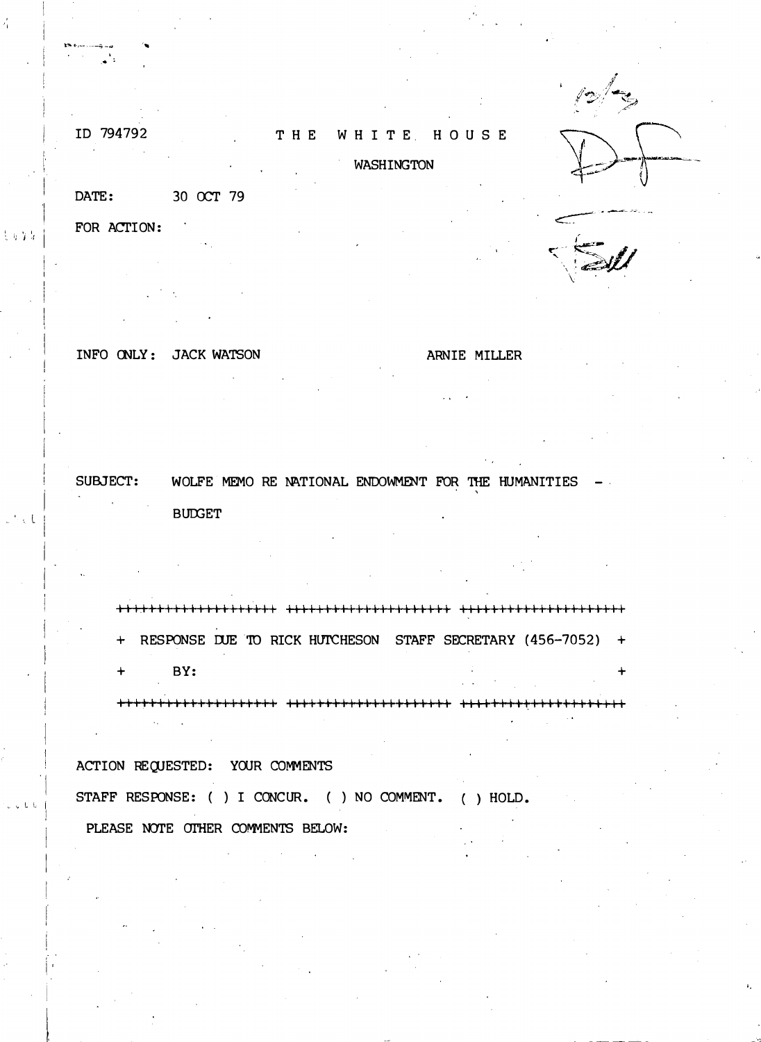ID 794792

# THE WHITE HOUSE

WASHINGTON

DATE: 30 OCT 79

FOR ACTION:

INFO ONLY: JACK WATSON ARNIE MILLER

SUBJECT: WOLFE MEMO RE NATIONAL ENDOWMENT FOR THE HUMANITIES - BUDGET

++++++++++++++++++++ ++++++++++++++++++++ ++++++++++++++++++++

+ RESPONSE DUE TO RICK HUTCHESON STAFF SECRETARY (456-7052) +

+ BY: +

++++++++++++++++++++ ++++++++++++++++++++ ++++++++++++++++++++

ACTION REQUESTED: YOUR COMMENTS

STAFF RESPONSE: ( ) I CONCUR. ( ) NO COMMENT. ( ) HOLD.

PLEASE NOTE OTHER COMMENTS BELOW: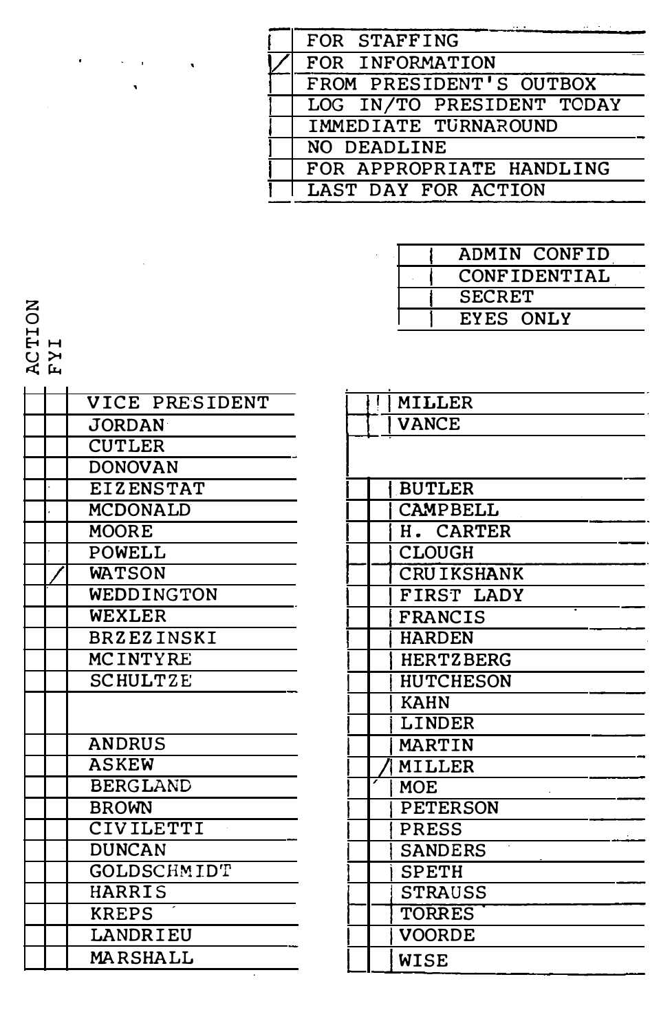| | |
|---|---|
| | FOR STAFFING |
| ✓ | FOR INFORMATION |
| | FROM PRESIDENT'S OUTBOX |
| | LOG IN/TO PRESIDENT TODAY |
| | IMMEDIATE TURNAROUND |
| | NO DEADLINE |
| | FOR APPROPRIATE HANDLING |
| | LAST DAY FOR ACTION |

| | |
|---|---|
| | ADMIN CONFID |
| | CONFIDENTIAL |
| | SECRET |
| | EYES ONLY |

| ACTION | FYI | |
|---|---|---|
| | | VICE PRESIDENT |
| | | JORDAN |
| | | CUTLER |
| | | DONOVAN |
| | | EIZENSTAT |
| | | MCDONALD |
| | | MOORE |
| | | POWELL |
| | ✓ | WATSON |
| | | WEDDINGTON |
| | | WEXLER |
| | | BRZEZINSKI |
| | | MCINTYRE |
| | | SCHULTZE |
| | | |
| | | ANDRUS |
| | | ASKEW |
| | | BERGLAND |
| | | BROWN |
| | | CIVILETTI |
| | | DUNCAN |
| | | GOLDSCHMIDT |
| | | HARRIS |
| | | KREPS |
| | | LANDRIEU |
| | | MARSHALL |

| | | |
|---|---|---|
| | | MILLER |
| | | VANCE |
| | | |
| | | BUTLER |
| | | CAMPBELL |
| | | H. CARTER |
| | | CLOUGH |
| | | CRUIKSHANK |
| | | FIRST LADY |
| | | FRANCIS |
| | | HARDEN |
| | | HERTZBERG |
| | | HUTCHESON |
| | | KAHN |
| | | LINDER |
| | | MARTIN |
| | ✓ | MILLER |
| | | MOE |
| | | PETERSON |
| | | PRESS |
| | | SANDERS |
| | | SPETH |
| | | STRAUSS |
| | | TORRES |
| | | VOORDE |
| | | WISE |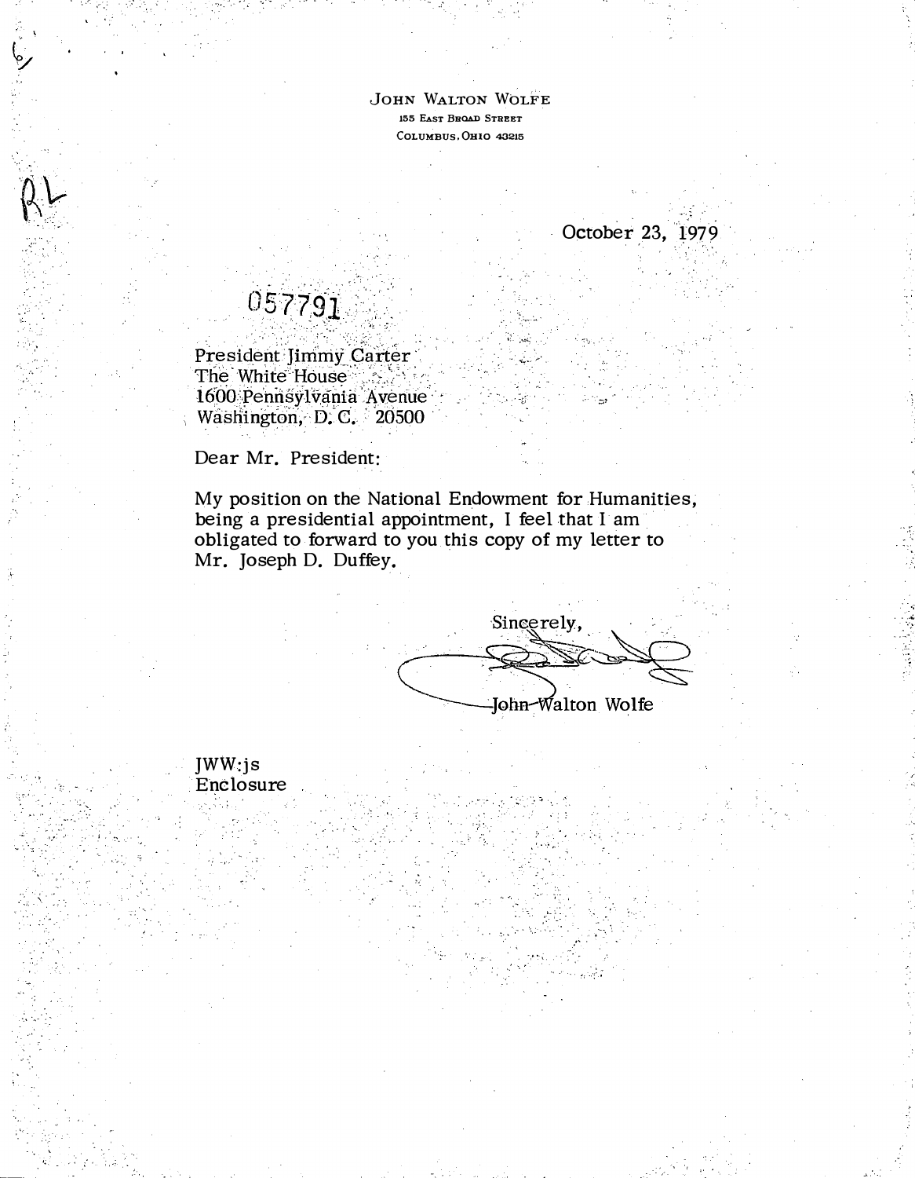JOHN WALTON WOLFE
155 EAST BROAD STREET
COLUMBUS, OHIO 43215

October 23, 1979

057791

President Jimmy Carter
The White House
1600 Pennsylvania Avenue
Washington, D. C. 20500

Dear Mr. President:

My position on the National Endowment for Humanities, being a presidential appointment, I feel that I am obligated to forward to you this copy of my letter to Mr. Joseph D. Duffey.

Sincerely,

John Walton Wolfe

JWW:js
Enclosure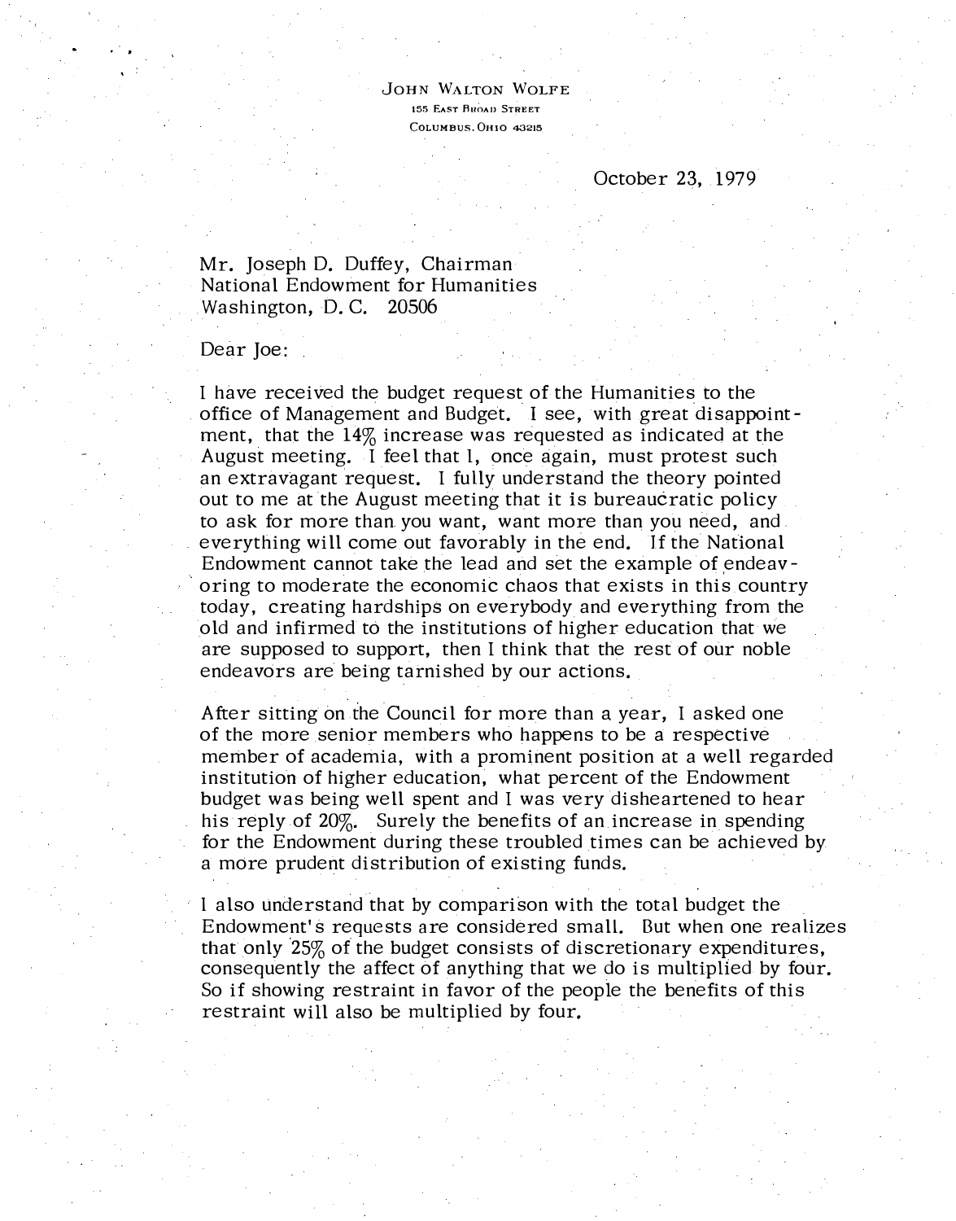JOHN WALTON WOLFE
155 EAST BROAD STREET
COLUMBUS, OHIO 43215

October 23, 1979

Mr. Joseph D. Duffey, Chairman
National Endowment for Humanities
Washington, D. C. 20506

Dear Joe:

I have received the budget request of the Humanities to the office of Management and Budget. I see, with great disappointment, that the 14% increase was requested as indicated at the August meeting. I feel that I, once again, must protest such an extravagant request. I fully understand the theory pointed out to me at the August meeting that it is bureaucratic policy to ask for more than you want, want more than you need, and everything will come out favorably in the end. If the National Endowment cannot take the lead and set the example of endeavoring to moderate the economic chaos that exists in this country today, creating hardships on everybody and everything from the old and infirmed to the institutions of higher education that we are supposed to support, then I think that the rest of our noble endeavors are being tarnished by our actions.

After sitting on the Council for more than a year, I asked one of the more senior members who happens to be a respective member of academia, with a prominent position at a well regarded institution of higher education, what percent of the Endowment budget was being well spent and I was very disheartened to hear his reply of 20%. Surely the benefits of an increase in spending for the Endowment during these troubled times can be achieved by a more prudent distribution of existing funds.

I also understand that by comparison with the total budget the Endowment's requests are considered small. But when one realizes that only 25% of the budget consists of discretionary expenditures, consequently the affect of anything that we do is multiplied by four. So if showing restraint in favor of the people the benefits of this restraint will also be multiplied by four.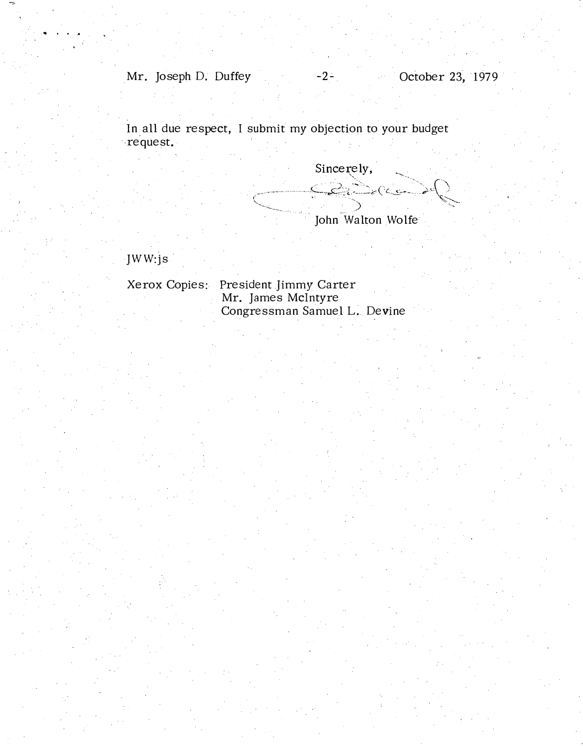In all due respect, I submit my objection to your budget request.

Sincerely,

John Walton Wolfe

JWW:js

Xerox Copies: President Jimmy Carter
Mr. James McIntyre
Congressman Samuel L. Devine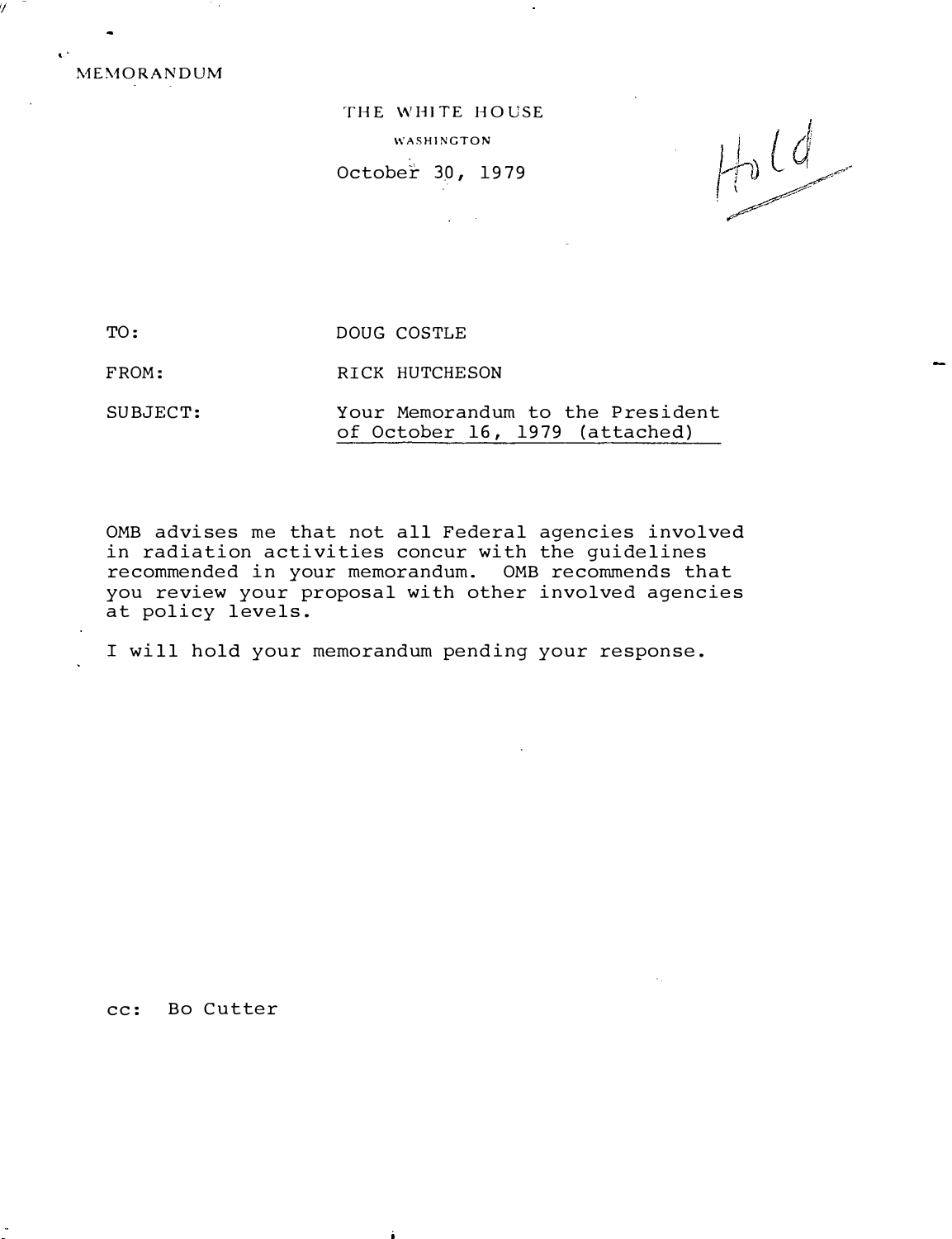MEMORANDUM

THE WHITE HOUSE

WASHINGTON

October 30, 1979

Hold

TO: DOUG COSTLE

FROM: RICK HUTCHESON

SUBJECT: Your Memorandum to the President of October 16, 1979 (attached)

OMB advises me that not all Federal agencies involved in radiation activities concur with the guidelines recommended in your memorandum. OMB recommends that you review your proposal with other involved agencies at policy levels.

I will hold your memorandum pending your response.

cc: Bo Cutter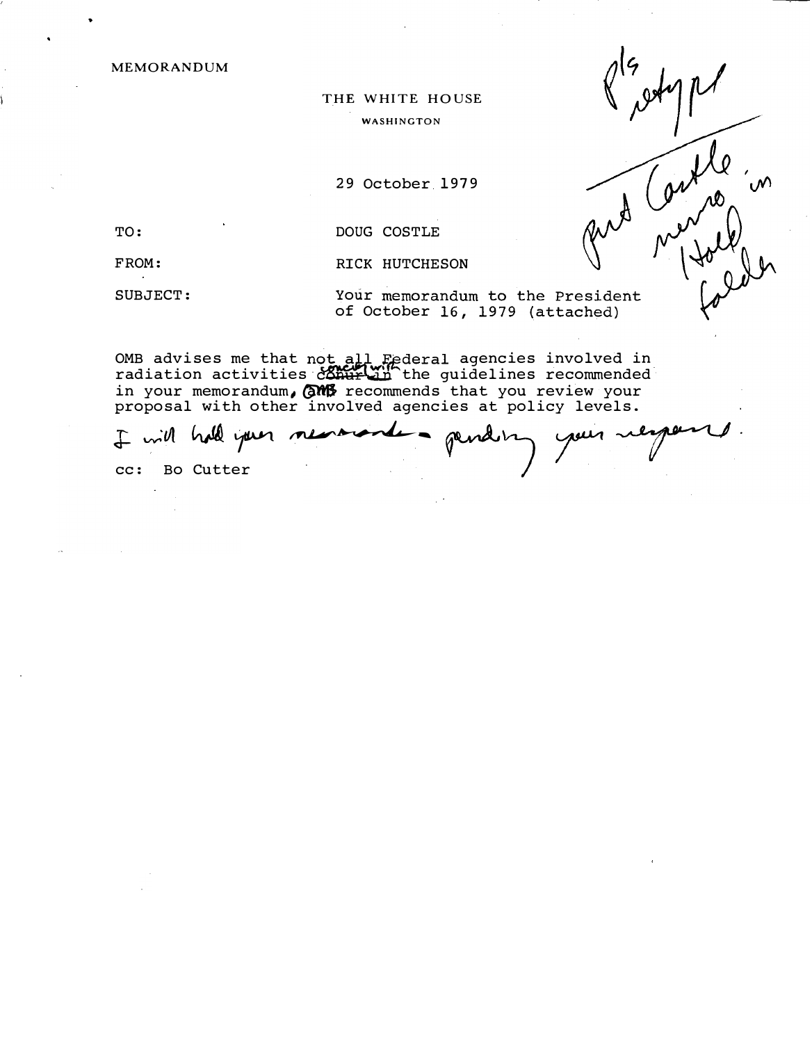MEMORANDUM

THE WHITE HOUSE

WASHINGTON

29 October 1979

TO: DOUG COSTLE

FROM: RICK HUTCHESON

SUBJECT: Your memorandum to the President of October 16, 1979 (attached)

OMB advises me that not all Federal agencies involved in radiation activities concur with the guidelines recommended in your memorandum, OMB recommends that you review your proposal with other involved agencies at policy levels.

I will hold your memorandum pending your response.

cc: Bo Cutter

Pls retype — put Costle memo in Hold folder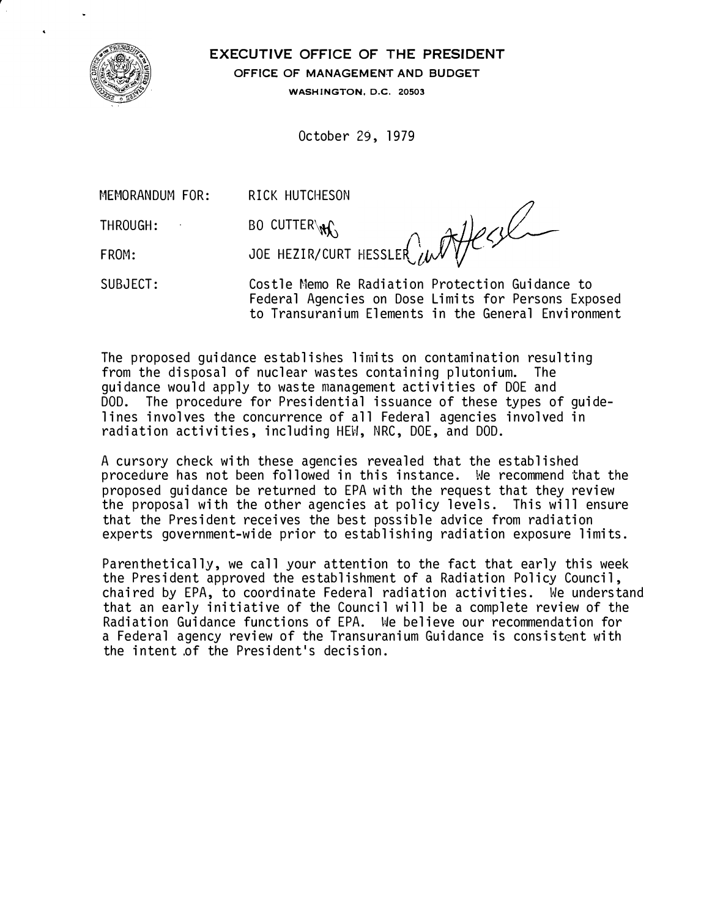**EXECUTIVE OFFICE OF THE PRESIDENT**

**OFFICE OF MANAGEMENT AND BUDGET**

**WASHINGTON, D.C. 20503**

October 29, 1979

MEMORANDUM FOR: RICK HUTCHESON

THROUGH: BO CUTTER

FROM: JOE HEZIR/CURT HESSLER

SUBJECT: Costle Memo Re Radiation Protection Guidance to Federal Agencies on Dose Limits for Persons Exposed to Transuranium Elements in the General Environment

The proposed guidance establishes limits on contamination resulting from the disposal of nuclear wastes containing plutonium. The guidance would apply to waste management activities of DOE and DOD. The procedure for Presidential issuance of these types of guidelines involves the concurrence of all Federal agencies involved in radiation activities, including HEW, NRC, DOE, and DOD.

A cursory check with these agencies revealed that the established procedure has not been followed in this instance. We recommend that the proposed guidance be returned to EPA with the request that they review the proposal with the other agencies at policy levels. This will ensure that the President receives the best possible advice from radiation experts government-wide prior to establishing radiation exposure limits.

Parenthetically, we call your attention to the fact that early this week the President approved the establishment of a Radiation Policy Council, chaired by EPA, to coordinate Federal radiation activities. We understand that an early initiative of the Council will be a complete review of the Radiation Guidance functions of EPA. We believe our recommendation for a Federal agency review of the Transuranium Guidance is consistent with the intent of the President's decision.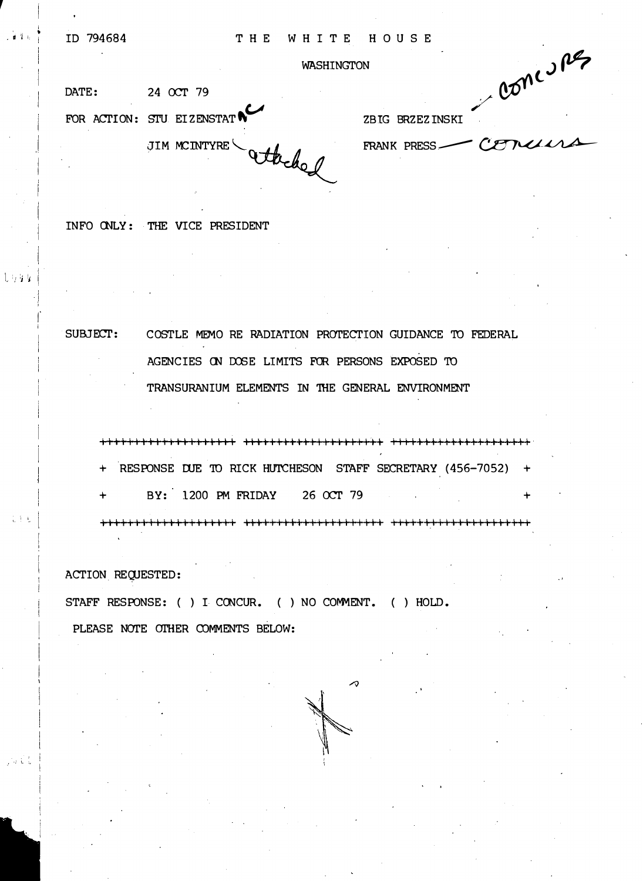ID 794684

# THE WHITE HOUSE

WASHINGTON

DATE: 24 OCT 79

FOR ACTION: STU EIZENSTAT — nc

JIM MCINTYRE — attached

ZBIG BRZEZINSKI — concurs

FRANK PRESS — concurs

INFO ONLY: THE VICE PRESIDENT

SUBJECT: COSTLE MEMO RE RADIATION PROTECTION GUIDANCE TO FEDERAL AGENCIES ON DOSE LIMITS FOR PERSONS EXPOSED TO TRANSURANIUM ELEMENTS IN THE GENERAL ENVIRONMENT

+++++++++++++++++++++++++++++++++++++++++++++++++++++++++++++++

+ RESPONSE DUE TO RICK HUTCHESON STAFF SECRETARY (456-7052) +

+ BY: 1200 PM FRIDAY 26 OCT 79 +

+++++++++++++++++++++++++++++++++++++++++++++++++++++++++++++++

ACTION REQUESTED:

STAFF RESPONSE: ( ) I CONCUR. ( ) NO COMMENT. ( ) HOLD.

PLEASE NOTE OTHER COMMENTS BELOW: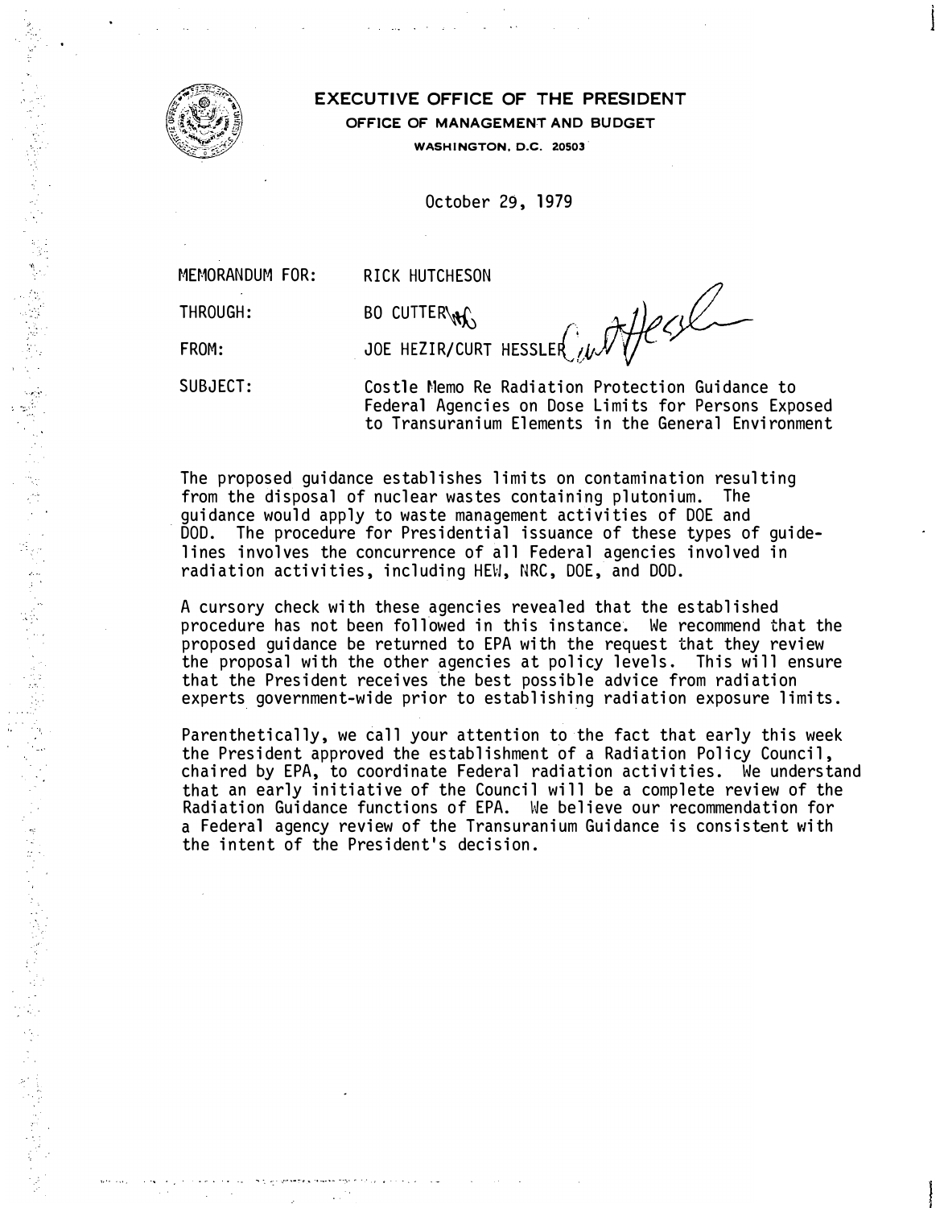**EXECUTIVE OFFICE OF THE PRESIDENT**
**OFFICE OF MANAGEMENT AND BUDGET**
**WASHINGTON, D.C. 20503**

October 29, 1979

MEMORANDUM FOR: RICK HUTCHESON

THROUGH: BO CUTTER

FROM: JOE HEZIR/CURT HESSLER

SUBJECT: Costle Memo Re Radiation Protection Guidance to Federal Agencies on Dose Limits for Persons Exposed to Transuranium Elements in the General Environment

The proposed guidance establishes limits on contamination resulting from the disposal of nuclear wastes containing plutonium. The guidance would apply to waste management activities of DOE and DOD. The procedure for Presidential issuance of these types of guidelines involves the concurrence of all Federal agencies involved in radiation activities, including HEW, NRC, DOE, and DOD.

A cursory check with these agencies revealed that the established procedure has not been followed in this instance. We recommend that the proposed guidance be returned to EPA with the request that they review the proposal with the other agencies at policy levels. This will ensure that the President receives the best possible advice from radiation experts government-wide prior to establishing radiation exposure limits.

Parenthetically, we call your attention to the fact that early this week the President approved the establishment of a Radiation Policy Council, chaired by EPA, to coordinate Federal radiation activities. We understand that an early initiative of the Council will be a complete review of the Radiation Guidance functions of EPA. We believe our recommendation for a Federal agency review of the Transuranium Guidance is consistent with the intent of the President's decision.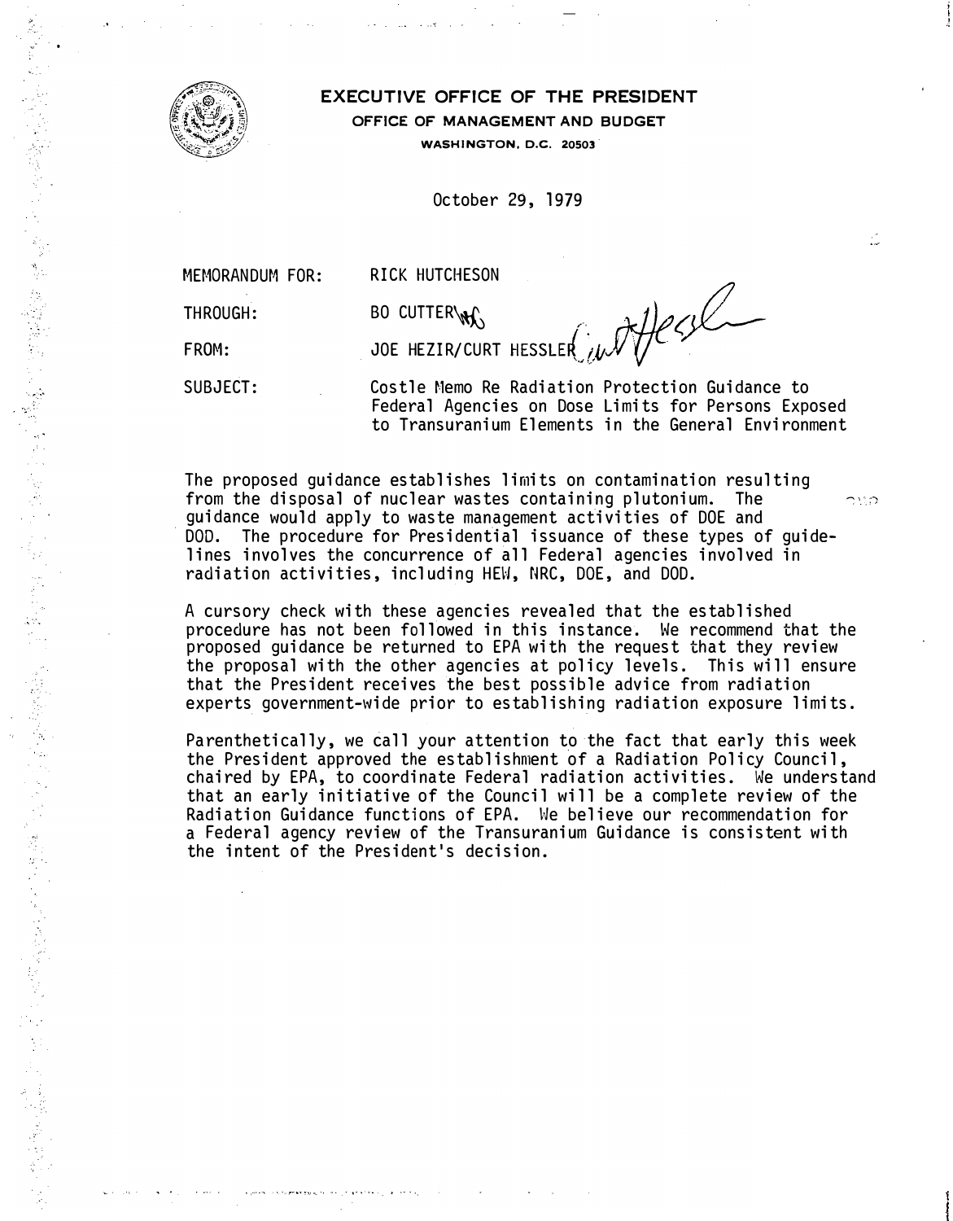# EXECUTIVE OFFICE OF THE PRESIDENT

**OFFICE OF MANAGEMENT AND BUDGET**

**WASHINGTON, D.C. 20503**

October 29, 1979

MEMORANDUM FOR: RICK HUTCHESON

THROUGH: BO CUTTER

FROM: JOE HEZIR/CURT HESSLER

SUBJECT: Costle Memo Re Radiation Protection Guidance to Federal Agencies on Dose Limits for Persons Exposed to Transuranium Elements in the General Environment

The proposed guidance establishes limits on contamination resulting from the disposal of nuclear wastes containing plutonium. The guidance would apply to waste management activities of DOE and DOD. The procedure for Presidential issuance of these types of guidelines involves the concurrence of all Federal agencies involved in radiation activities, including HEW, NRC, DOE, and DOD.

A cursory check with these agencies revealed that the established procedure has not been followed in this instance. We recommend that the proposed guidance be returned to EPA with the request that they review the proposal with the other agencies at policy levels. This will ensure that the President receives the best possible advice from radiation experts government-wide prior to establishing radiation exposure limits.

Parenthetically, we call your attention to the fact that early this week the President approved the establishment of a Radiation Policy Council, chaired by EPA, to coordinate Federal radiation activities. We understand that an early initiative of the Council will be a complete review of the Radiation Guidance functions of EPA. We believe our recommendation for a Federal agency review of the Transuranium Guidance is consistent with the intent of the President's decision.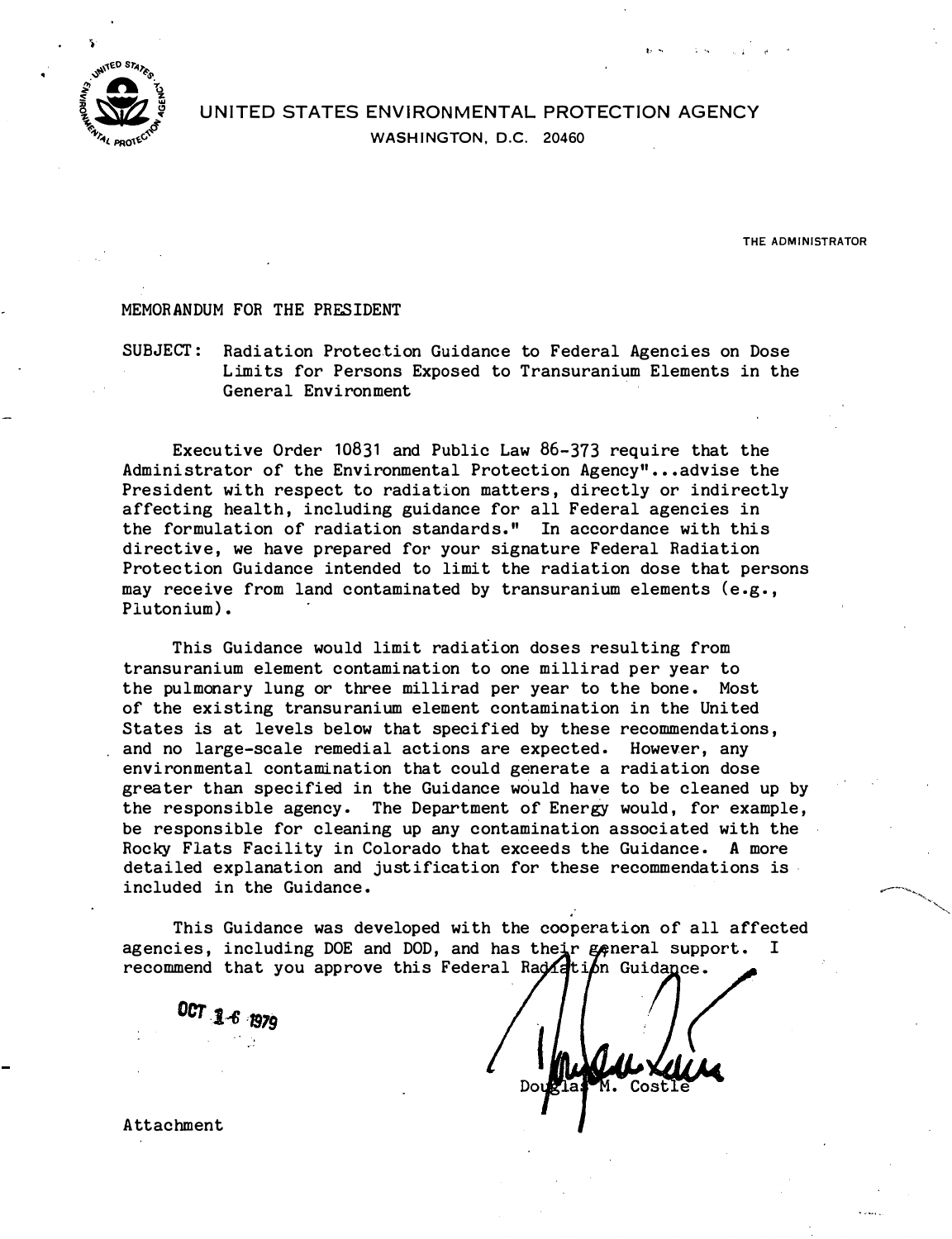UNITED STATES ENVIRONMENTAL PROTECTION AGENCY

WASHINGTON, D.C. 20460

THE ADMINISTRATOR

MEMORANDUM FOR THE PRESIDENT

SUBJECT: Radiation Protection Guidance to Federal Agencies on Dose Limits for Persons Exposed to Transuranium Elements in the General Environment

Executive Order 10831 and Public Law 86-373 require that the Administrator of the Environmental Protection Agency"...advise the President with respect to radiation matters, directly or indirectly affecting health, including guidance for all Federal agencies in the formulation of radiation standards." In accordance with this directive, we have prepared for your signature Federal Radiation Protection Guidance intended to limit the radiation dose that persons may receive from land contaminated by transuranium elements (e.g., Plutonium).

This Guidance would limit radiation doses resulting from transuranium element contamination to one millirad per year to the pulmonary lung or three millirad per year to the bone. Most of the existing transuranium element contamination in the United States is at levels below that specified by these recommendations, and no large-scale remedial actions are expected. However, any environmental contamination that could generate a radiation dose greater than specified in the Guidance would have to be cleaned up by the responsible agency. The Department of Energy would, for example, be responsible for cleaning up any contamination associated with the Rocky Flats Facility in Colorado that exceeds the Guidance. A more detailed explanation and justification for these recommendations is included in the Guidance.

This Guidance was developed with the cooperation of all affected agencies, including DOE and DOD, and has their general support. I recommend that you approve this Federal Radiation Guidance.

OCT 16 1979

Douglas M. Costle

Attachment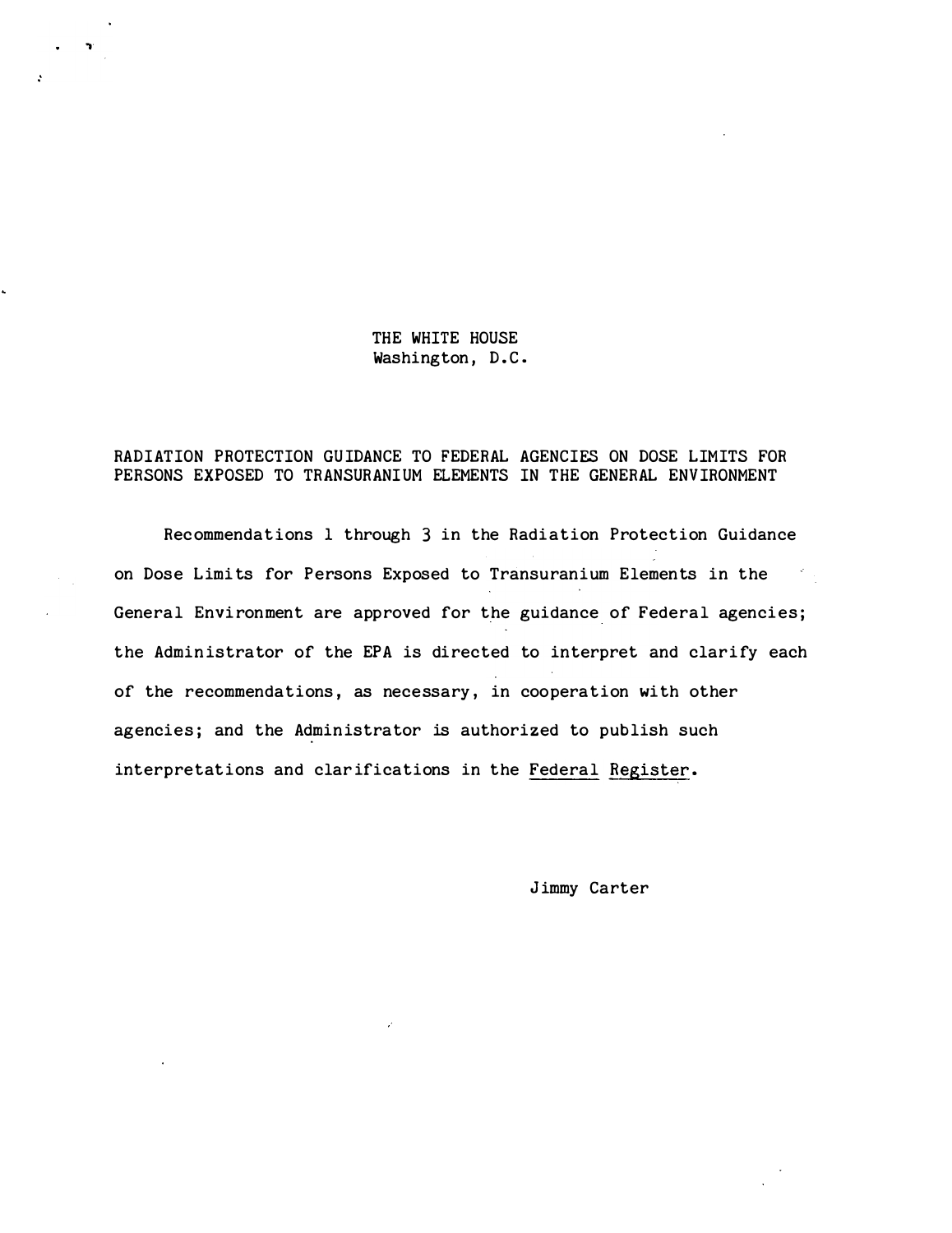THE WHITE HOUSE
Washington, D.C.

RADIATION PROTECTION GUIDANCE TO FEDERAL AGENCIES ON DOSE LIMITS FOR PERSONS EXPOSED TO TRANSURANIUM ELEMENTS IN THE GENERAL ENVIRONMENT

Recommendations 1 through 3 in the Radiation Protection Guidance on Dose Limits for Persons Exposed to Transuranium Elements in the General Environment are approved for the guidance of Federal agencies; the Administrator of the EPA is directed to interpret and clarify each of the recommendations, as necessary, in cooperation with other agencies; and the Administrator is authorized to publish such interpretations and clarifications in the Federal Register.

Jimmy Carter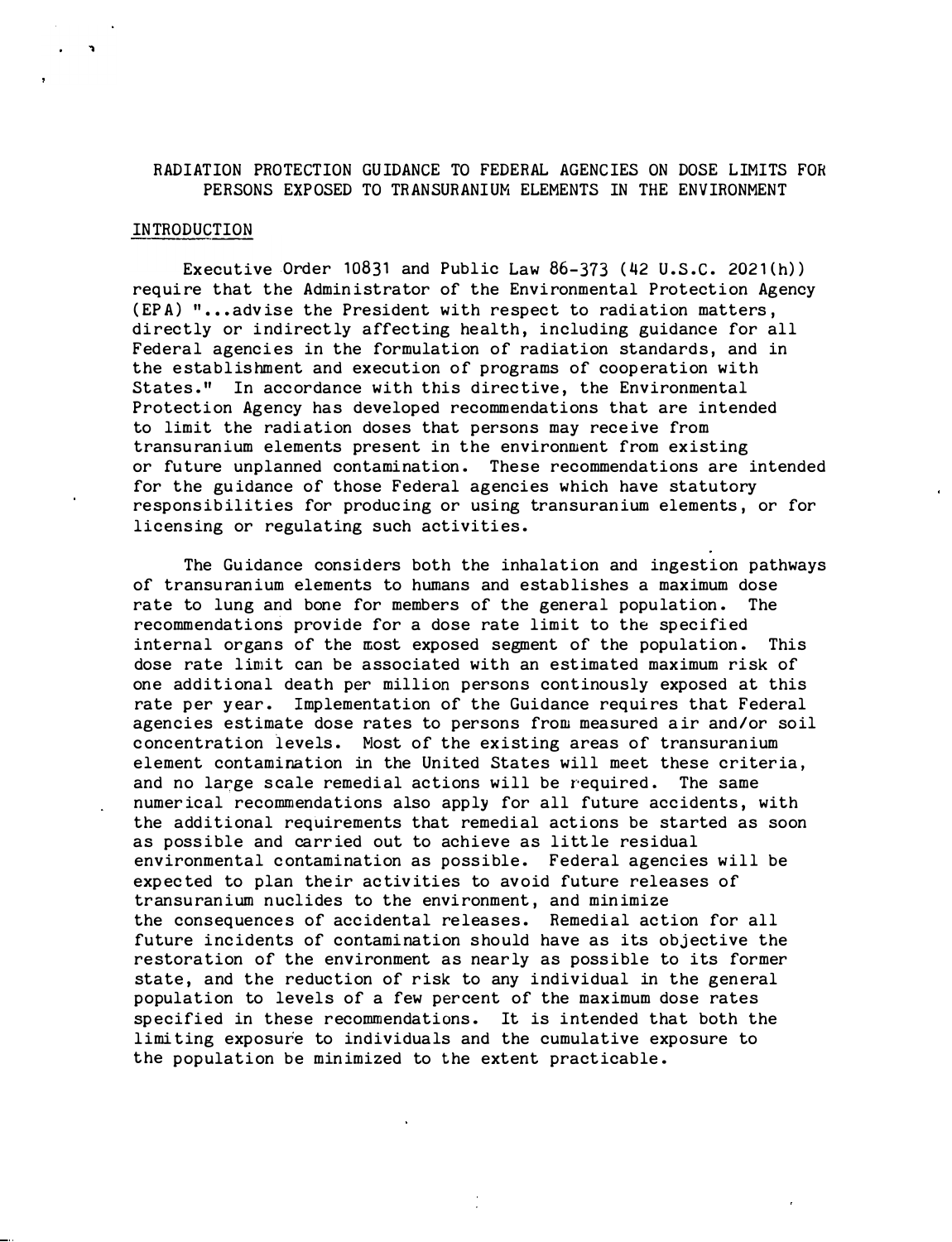# RADIATION PROTECTION GUIDANCE TO FEDERAL AGENCIES ON DOSE LIMITS FOR PERSONS EXPOSED TO TRANSURANIUM ELEMENTS IN THE ENVIRONMENT

## INTRODUCTION

Executive Order 10831 and Public Law 86-373 (42 U.S.C. 2021(h)) require that the Administrator of the Environmental Protection Agency (EPA) "...advise the President with respect to radiation matters, directly or indirectly affecting health, including guidance for all Federal agencies in the formulation of radiation standards, and in the establishment and execution of programs of cooperation with States." In accordance with this directive, the Environmental Protection Agency has developed recommendations that are intended to limit the radiation doses that persons may receive from transuranium elements present in the environment from existing or future unplanned contamination. These recommendations are intended for the guidance of those Federal agencies which have statutory responsibilities for producing or using transuranium elements, or for licensing or regulating such activities.

The Guidance considers both the inhalation and ingestion pathways of transuranium elements to humans and establishes a maximum dose rate to lung and bone for members of the general population. The recommendations provide for a dose rate limit to the specified internal organs of the most exposed segment of the population. This dose rate limit can be associated with an estimated maximum risk of one additional death per million persons continously exposed at this rate per year. Implementation of the Guidance requires that Federal agencies estimate dose rates to persons from measured air and/or soil concentration levels. Most of the existing areas of transuranium element contamination in the United States will meet these criteria, and no large scale remedial actions will be required. The same numerical recommendations also apply for all future accidents, with the additional requirements that remedial actions be started as soon as possible and carried out to achieve as little residual environmental contamination as possible. Federal agencies will be expected to plan their activities to avoid future releases of transuranium nuclides to the environment, and minimize the consequences of accidental releases. Remedial action for all future incidents of contamination should have as its objective the restoration of the environment as nearly as possible to its former state, and the reduction of risk to any individual in the general population to levels of a few percent of the maximum dose rates specified in these recommendations. It is intended that both the limiting exposure to individuals and the cumulative exposure to the population be minimized to the extent practicable.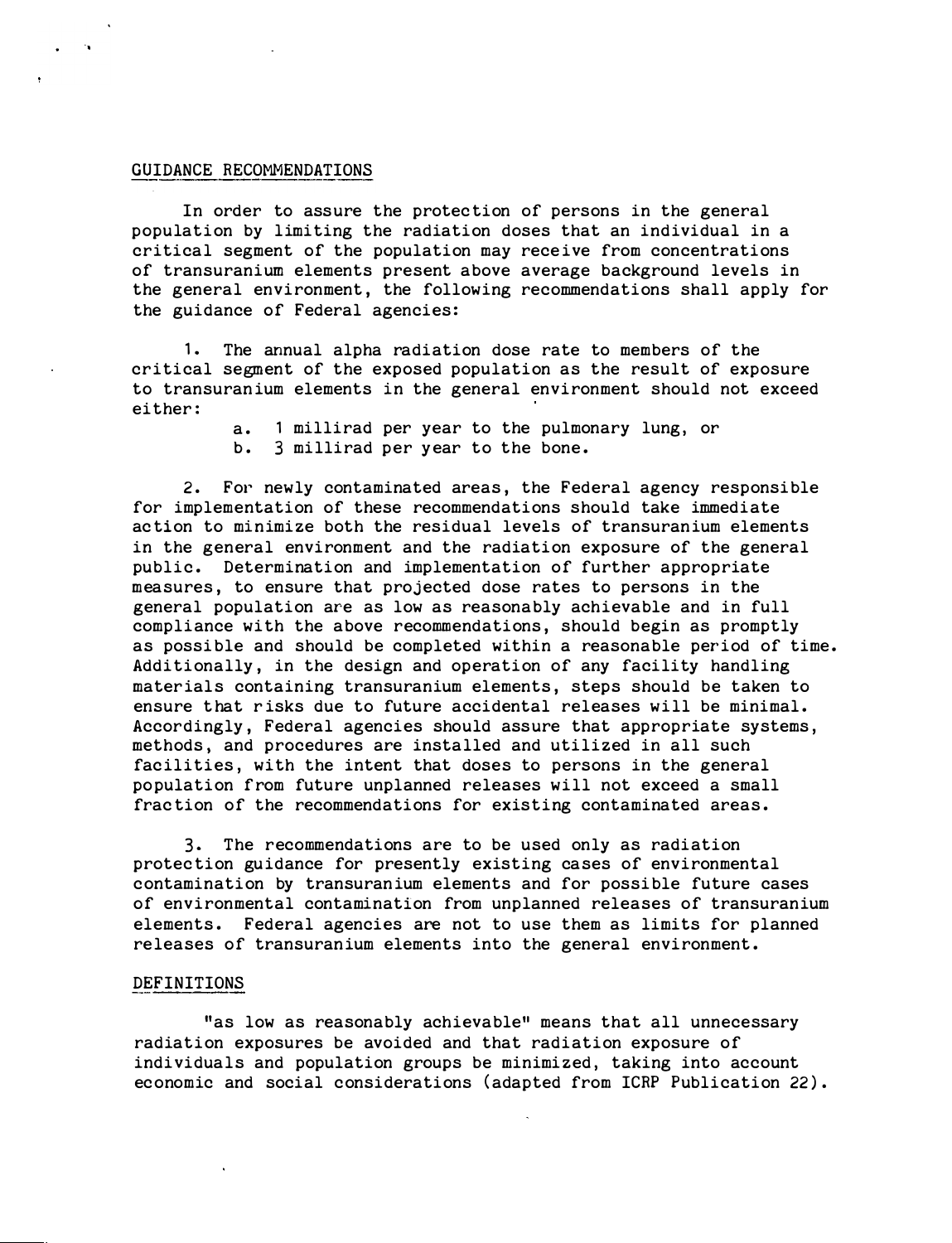## GUIDANCE RECOMMENDATIONS

In order to assure the protection of persons in the general population by limiting the radiation doses that an individual in a critical segment of the population may receive from concentrations of transuranium elements present above average background levels in the general environment, the following recommendations shall apply for the guidance of Federal agencies:

1. The annual alpha radiation dose rate to members of the critical segment of the exposed population as the result of exposure to transuranium elements in the general environment should not exceed either:

   a. 1 millirad per year to the pulmonary lung, or
   b. 3 millirad per year to the bone.

2. For newly contaminated areas, the Federal agency responsible for implementation of these recommendations should take immediate action to minimize both the residual levels of transuranium elements in the general environment and the radiation exposure of the general public. Determination and implementation of further appropriate measures, to ensure that projected dose rates to persons in the general population are as low as reasonably achievable and in full compliance with the above recommendations, should begin as promptly as possible and should be completed within a reasonable period of time. Additionally, in the design and operation of any facility handling materials containing transuranium elements, steps should be taken to ensure that risks due to future accidental releases will be minimal. Accordingly, Federal agencies should assure that appropriate systems, methods, and procedures are installed and utilized in all such facilities, with the intent that doses to persons in the general population from future unplanned releases will not exceed a small fraction of the recommendations for existing contaminated areas.

3. The recommendations are to be used only as radiation protection guidance for presently existing cases of environmental contamination by transuranium elements and for possible future cases of environmental contamination from unplanned releases of transuranium elements. Federal agencies are not to use them as limits for planned releases of transuranium elements into the general environment.

## DEFINITIONS

"as low as reasonably achievable" means that all unnecessary radiation exposures be avoided and that radiation exposure of individuals and population groups be minimized, taking into account economic and social considerations (adapted from ICRP Publication 22).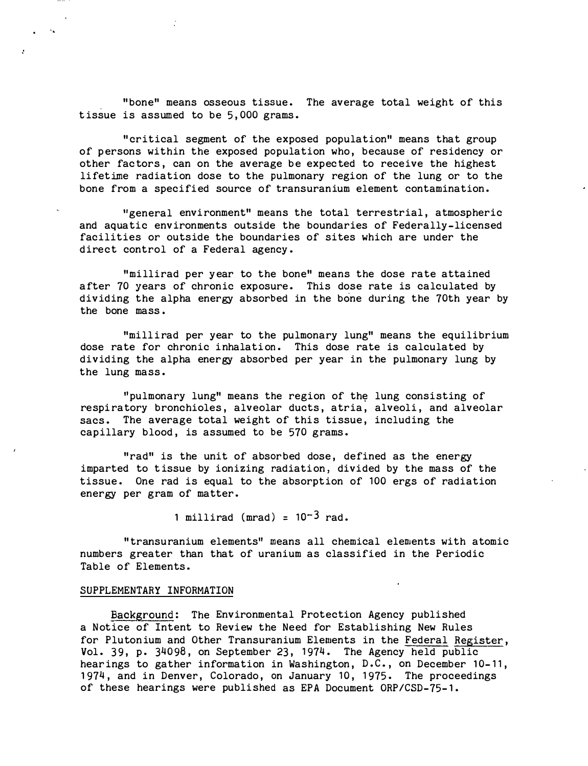"bone" means osseous tissue. The average total weight of this tissue is assumed to be 5,000 grams.

"critical segment of the exposed population" means that group of persons within the exposed population who, because of residency or other factors, can on the average be expected to receive the highest lifetime radiation dose to the pulmonary region of the lung or to the bone from a specified source of transuranium element contamination.

"general environment" means the total terrestrial, atmospheric and aquatic environments outside the boundaries of Federally-licensed facilities or outside the boundaries of sites which are under the direct control of a Federal agency.

"millirad per year to the bone" means the dose rate attained after 70 years of chronic exposure. This dose rate is calculated by dividing the alpha energy absorbed in the bone during the 70th year by the bone mass.

"millirad per year to the pulmonary lung" means the equilibrium dose rate for chronic inhalation. This dose rate is calculated by dividing the alpha energy absorbed per year in the pulmonary lung by the lung mass.

"pulmonary lung" means the region of the lung consisting of respiratory bronchioles, alveolar ducts, atria, alveoli, and alveolar sacs. The average total weight of this tissue, including the capillary blood, is assumed to be 570 grams.

"rad" is the unit of absorbed dose, defined as the energy imparted to tissue by ionizing radiation, divided by the mass of the tissue. One rad is equal to the absorption of 100 ergs of radiation energy per gram of matter.

$$1 \text{ millirad (mrad)} = 10^{-3} \text{ rad.}$$

"transuranium elements" means all chemical elements with atomic numbers greater than that of uranium as classified in the Periodic Table of Elements.

SUPPLEMENTARY INFORMATION

Background: The Environmental Protection Agency published a Notice of Intent to Review the Need for Establishing New Rules for Plutonium and Other Transuranium Elements in the *Federal Register*, Vol. 39, p. 34098, on September 23, 1974. The Agency held public hearings to gather information in Washington, D.C., on December 10-11, 1974, and in Denver, Colorado, on January 10, 1975. The proceedings of these hearings were published as EPA Document ORP/CSD-75-1.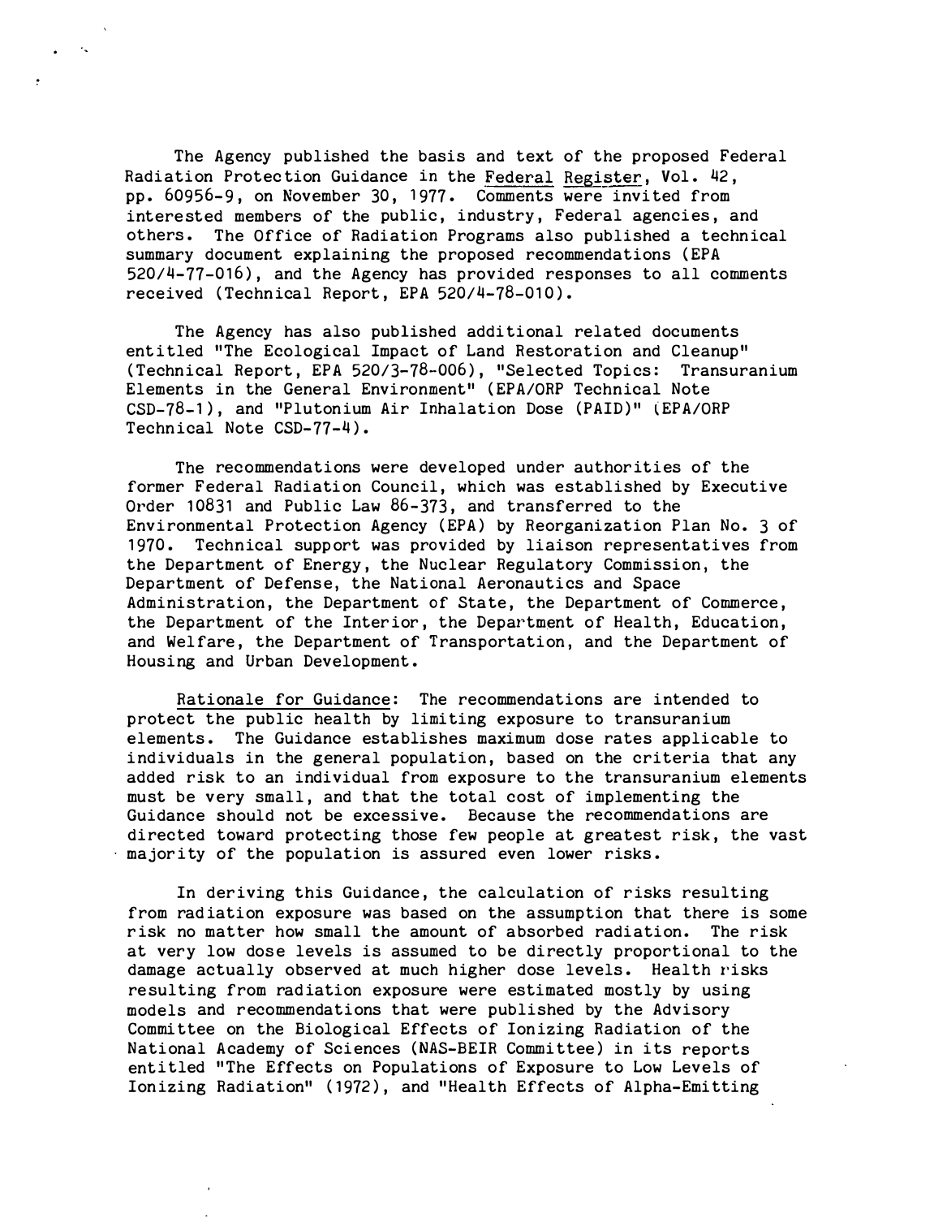The Agency published the basis and text of the proposed Federal Radiation Protection Guidance in the Federal Register, Vol. 42, pp. 60956-9, on November 30, 1977. Comments were invited from interested members of the public, industry, Federal agencies, and others. The Office of Radiation Programs also published a technical summary document explaining the proposed recommendations (EPA 520/4-77-016), and the Agency has provided responses to all comments received (Technical Report, EPA 520/4-78-010).

The Agency has also published additional related documents entitled "The Ecological Impact of Land Restoration and Cleanup" (Technical Report, EPA 520/3-78-006), "Selected Topics: Transuranium Elements in the General Environment" (EPA/ORP Technical Note CSD-78-1), and "Plutonium Air Inhalation Dose (PAID)" (EPA/ORP Technical Note CSD-77-4).

The recommendations were developed under authorities of the former Federal Radiation Council, which was established by Executive Order 10831 and Public Law 86-373, and transferred to the Environmental Protection Agency (EPA) by Reorganization Plan No. 3 of 1970. Technical support was provided by liaison representatives from the Department of Energy, the Nuclear Regulatory Commission, the Department of Defense, the National Aeronautics and Space Administration, the Department of State, the Department of Commerce, the Department of the Interior, the Department of Health, Education, and Welfare, the Department of Transportation, and the Department of Housing and Urban Development.

Rationale for Guidance: The recommendations are intended to protect the public health by limiting exposure to transuranium elements. The Guidance establishes maximum dose rates applicable to individuals in the general population, based on the criteria that any added risk to an individual from exposure to the transuranium elements must be very small, and that the total cost of implementing the Guidance should not be excessive. Because the recommendations are directed toward protecting those few people at greatest risk, the vast majority of the population is assured even lower risks.

In deriving this Guidance, the calculation of risks resulting from radiation exposure was based on the assumption that there is some risk no matter how small the amount of absorbed radiation. The risk at very low dose levels is assumed to be directly proportional to the damage actually observed at much higher dose levels. Health risks resulting from radiation exposure were estimated mostly by using models and recommendations that were published by the Advisory Committee on the Biological Effects of Ionizing Radiation of the National Academy of Sciences (NAS-BEIR Committee) in its reports entitled "The Effects on Populations of Exposure to Low Levels of Ionizing Radiation" (1972), and "Health Effects of Alpha-Emitting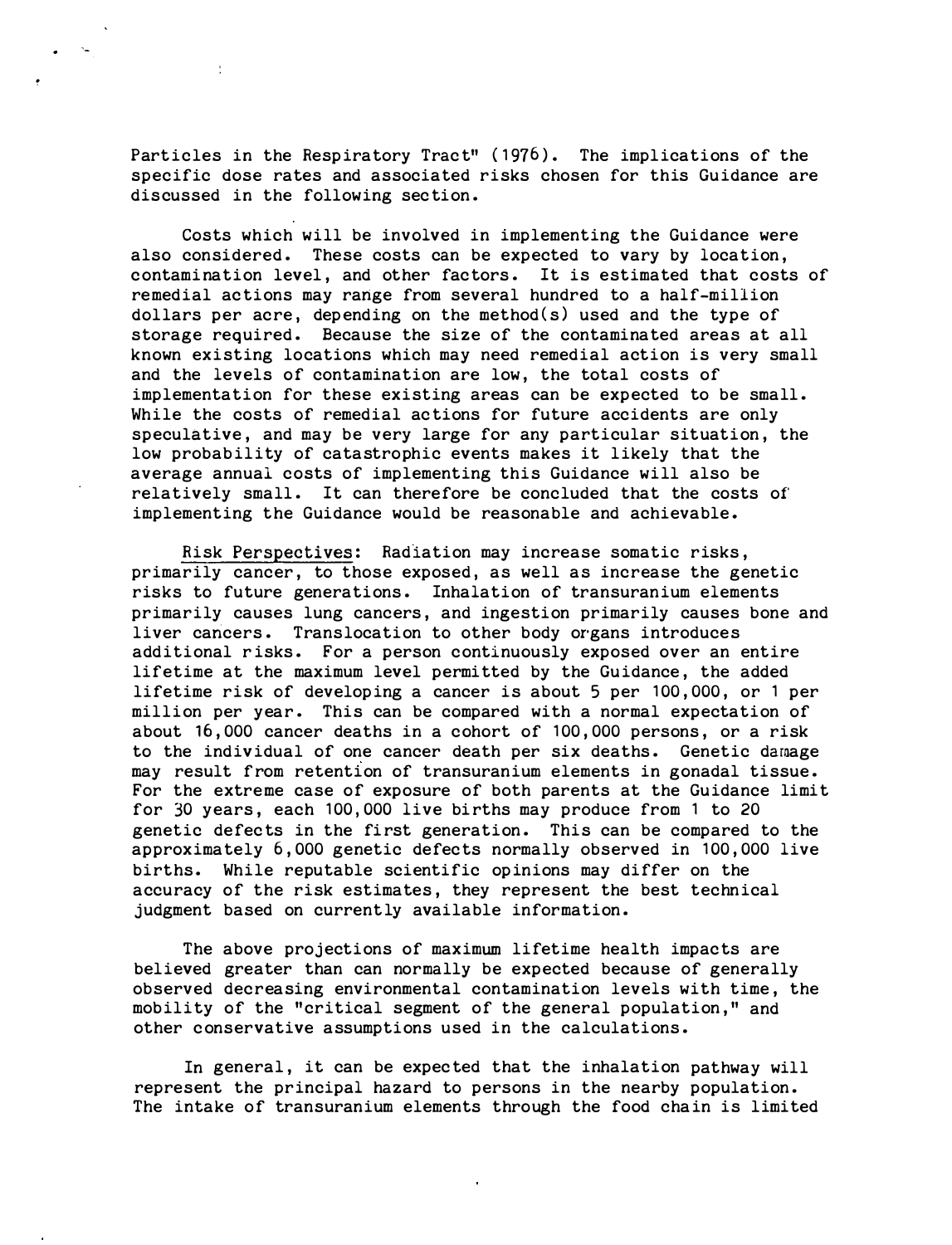Particles in the Respiratory Tract" (1976). The implications of the specific dose rates and associated risks chosen for this Guidance are discussed in the following section.

Costs which will be involved in implementing the Guidance were also considered. These costs can be expected to vary by location, contamination level, and other factors. It is estimated that costs of remedial actions may range from several hundred to a half-million dollars per acre, depending on the method(s) used and the type of storage required. Because the size of the contaminated areas at all known existing locations which may need remedial action is very small and the levels of contamination are low, the total costs of implementation for these existing areas can be expected to be small. While the costs of remedial actions for future accidents are only speculative, and may be very large for any particular situation, the low probability of catastrophic events makes it likely that the average annual costs of implementing this Guidance will also be relatively small. It can therefore be concluded that the costs of implementing the Guidance would be reasonable and achievable.

Risk Perspectives: Radiation may increase somatic risks, primarily cancer, to those exposed, as well as increase the genetic risks to future generations. Inhalation of transuranium elements primarily causes lung cancers, and ingestion primarily causes bone and liver cancers. Translocation to other body organs introduces additional risks. For a person continuously exposed over an entire lifetime at the maximum level permitted by the Guidance, the added lifetime risk of developing a cancer is about 5 per 100,000, or 1 per million per year. This can be compared with a normal expectation of about 16,000 cancer deaths in a cohort of 100,000 persons, or a risk to the individual of one cancer death per six deaths. Genetic damage may result from retention of transuranium elements in gonadal tissue. For the extreme case of exposure of both parents at the Guidance limit for 30 years, each 100,000 live births may produce from 1 to 20 genetic defects in the first generation. This can be compared to the approximately 6,000 genetic defects normally observed in 100,000 live births. While reputable scientific opinions may differ on the accuracy of the risk estimates, they represent the best technical judgment based on currently available information.

The above projections of maximum lifetime health impacts are believed greater than can normally be expected because of generally observed decreasing environmental contamination levels with time, the mobility of the "critical segment of the general population," and other conservative assumptions used in the calculations.

In general, it can be expected that the inhalation pathway will represent the principal hazard to persons in the nearby population. The intake of transuranium elements through the food chain is limited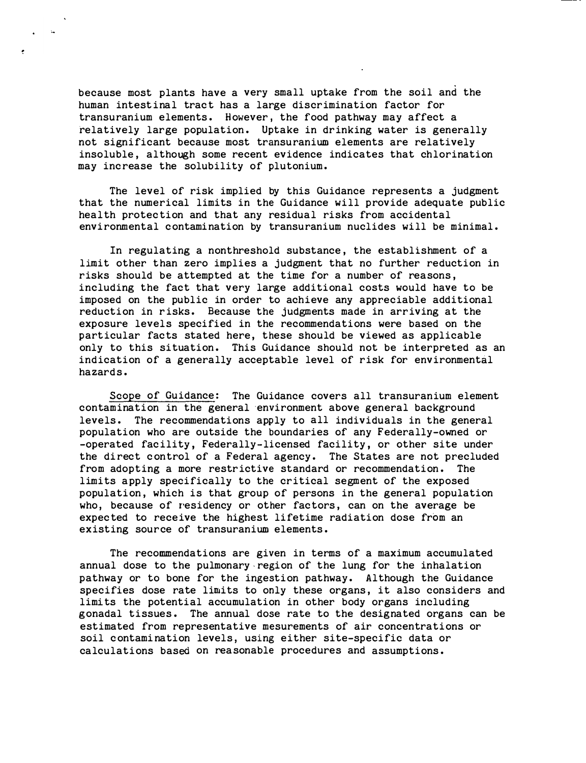because most plants have a very small uptake from the soil and the human intestinal tract has a large discrimination factor for transuranium elements. However, the food pathway may affect a relatively large population. Uptake in drinking water is generally not significant because most transuranium elements are relatively insoluble, although some recent evidence indicates that chlorination may increase the solubility of plutonium.

The level of risk implied by this Guidance represents a judgment that the numerical limits in the Guidance will provide adequate public health protection and that any residual risks from accidental environmental contamination by transuranium nuclides will be minimal.

In regulating a nonthreshold substance, the establishment of a limit other than zero implies a judgment that no further reduction in risks should be attempted at the time for a number of reasons, including the fact that very large additional costs would have to be imposed on the public in order to achieve any appreciable additional reduction in risks. Because the judgments made in arriving at the exposure levels specified in the recommendations were based on the particular facts stated here, these should be viewed as applicable only to this situation. This Guidance should not be interpreted as an indication of a generally acceptable level of risk for environmental hazards.

Scope of Guidance: The Guidance covers all transuranium element contamination in the general environment above general background levels. The recommendations apply to all individuals in the general population who are outside the boundaries of any Federally-owned or -operated facility, Federally-licensed facility, or other site under the direct control of a Federal agency. The States are not precluded from adopting a more restrictive standard or recommendation. The limits apply specifically to the critical segment of the exposed population, which is that group of persons in the general population who, because of residency or other factors, can on the average be expected to receive the highest lifetime radiation dose from an existing source of transuranium elements.

The recommendations are given in terms of a maximum accumulated annual dose to the pulmonary region of the lung for the inhalation pathway or to bone for the ingestion pathway. Although the Guidance specifies dose rate limits to only these organs, it also considers and limits the potential accumulation in other body organs including gonadal tissues. The annual dose rate to the designated organs can be estimated from representative mesurements of air concentrations or soil contamination levels, using either site-specific data or calculations based on reasonable procedures and assumptions.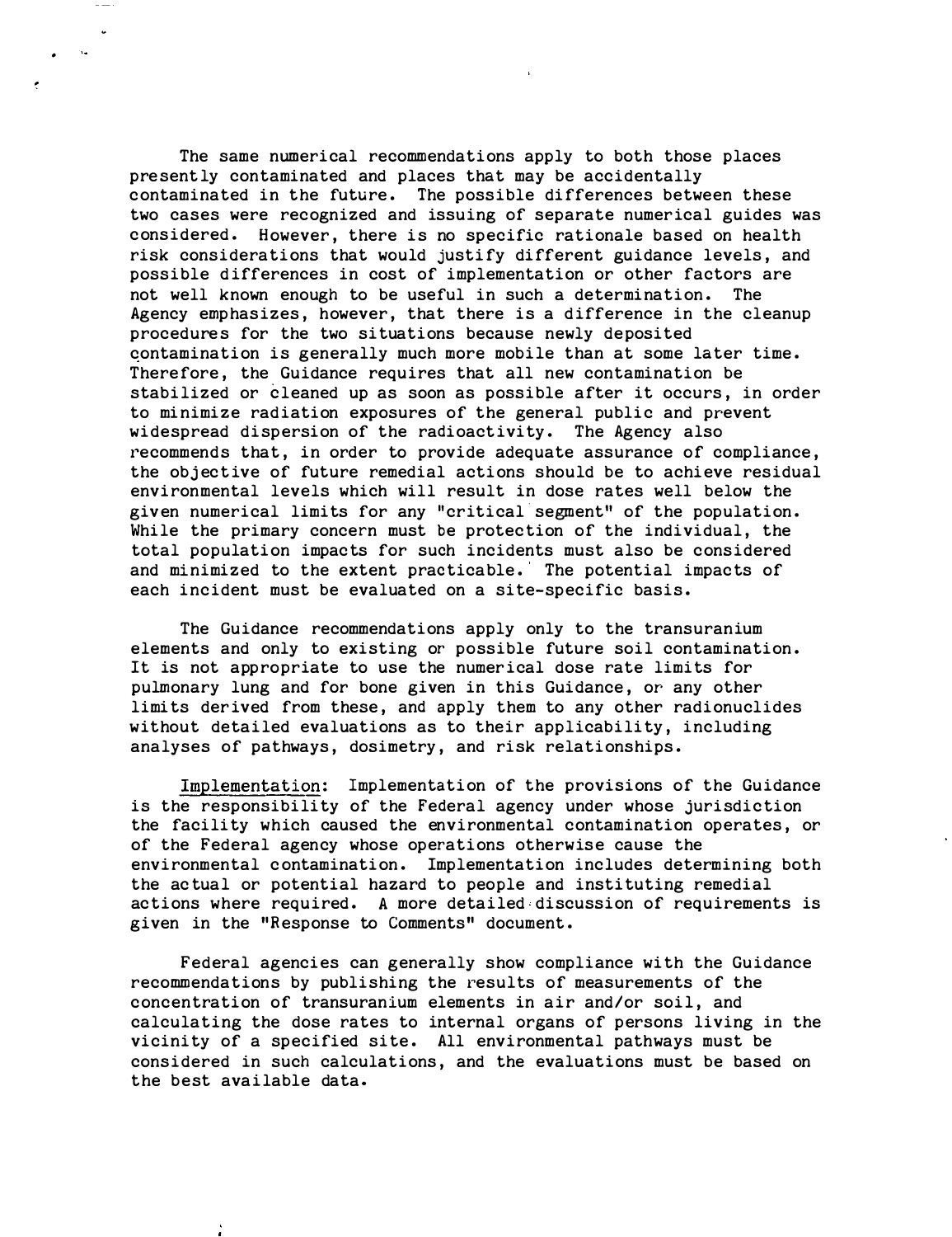The same numerical recommendations apply to both those places presently contaminated and places that may be accidentally contaminated in the future. The possible differences between these two cases were recognized and issuing of separate numerical guides was considered. However, there is no specific rationale based on health risk considerations that would justify different guidance levels, and possible differences in cost of implementation or other factors are not well known enough to be useful in such a determination. The Agency emphasizes, however, that there is a difference in the cleanup procedures for the two situations because newly deposited contamination is generally much more mobile than at some later time. Therefore, the Guidance requires that all new contamination be stabilized or cleaned up as soon as possible after it occurs, in order to minimize radiation exposures of the general public and prevent widespread dispersion of the radioactivity. The Agency also recommends that, in order to provide adequate assurance of compliance, the objective of future remedial actions should be to achieve residual environmental levels which will result in dose rates well below the given numerical limits for any "critical segment" of the population. While the primary concern must be protection of the individual, the total population impacts for such incidents must also be considered and minimized to the extent practicable. The potential impacts of each incident must be evaluated on a site-specific basis.

The Guidance recommendations apply only to the transuranium elements and only to existing or possible future soil contamination. It is not appropriate to use the numerical dose rate limits for pulmonary lung and for bone given in this Guidance, or any other limits derived from these, and apply them to any other radionuclides without detailed evaluations as to their applicability, including analyses of pathways, dosimetry, and risk relationships.

Implementation: Implementation of the provisions of the Guidance is the responsibility of the Federal agency under whose jurisdiction the facility which caused the environmental contamination operates, or of the Federal agency whose operations otherwise cause the environmental contamination. Implementation includes determining both the actual or potential hazard to people and instituting remedial actions where required. A more detailed discussion of requirements is given in the "Response to Comments" document.

Federal agencies can generally show compliance with the Guidance recommendations by publishing the results of measurements of the concentration of transuranium elements in air and/or soil, and calculating the dose rates to internal organs of persons living in the vicinity of a specified site. All environmental pathways must be considered in such calculations, and the evaluations must be based on the best available data.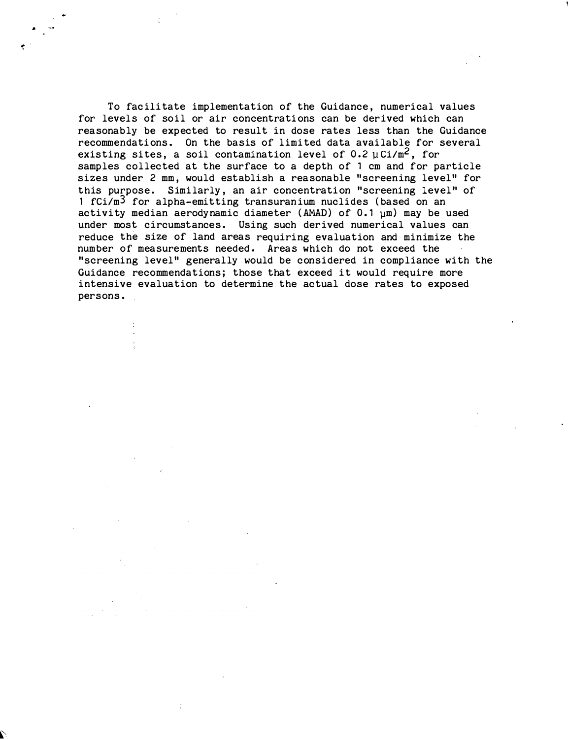To facilitate implementation of the Guidance, numerical values for levels of soil or air concentrations can be derived which can reasonably be expected to result in dose rates less than the Guidance recommendations. On the basis of limited data available for several existing sites, a soil contamination level of 0.2 $\mu$Ci/$m^2$, for samples collected at the surface to a depth of 1 cm and for particle sizes under 2 mm, would establish a reasonable "screening level" for this purpose. Similarly, an air concentration "screening level" of 1 fCi/$m^3$ for alpha-emitting transuranium nuclides (based on an activity median aerodynamic diameter (AMAD) of 0.1 $\mu$m) may be used under most circumstances. Using such derived numerical values can reduce the size of land areas requiring evaluation and minimize the number of measurements needed. Areas which do not exceed the "screening level" generally would be considered in compliance with the Guidance recommendations; those that exceed it would require more intensive evaluation to determine the actual dose rates to exposed persons.